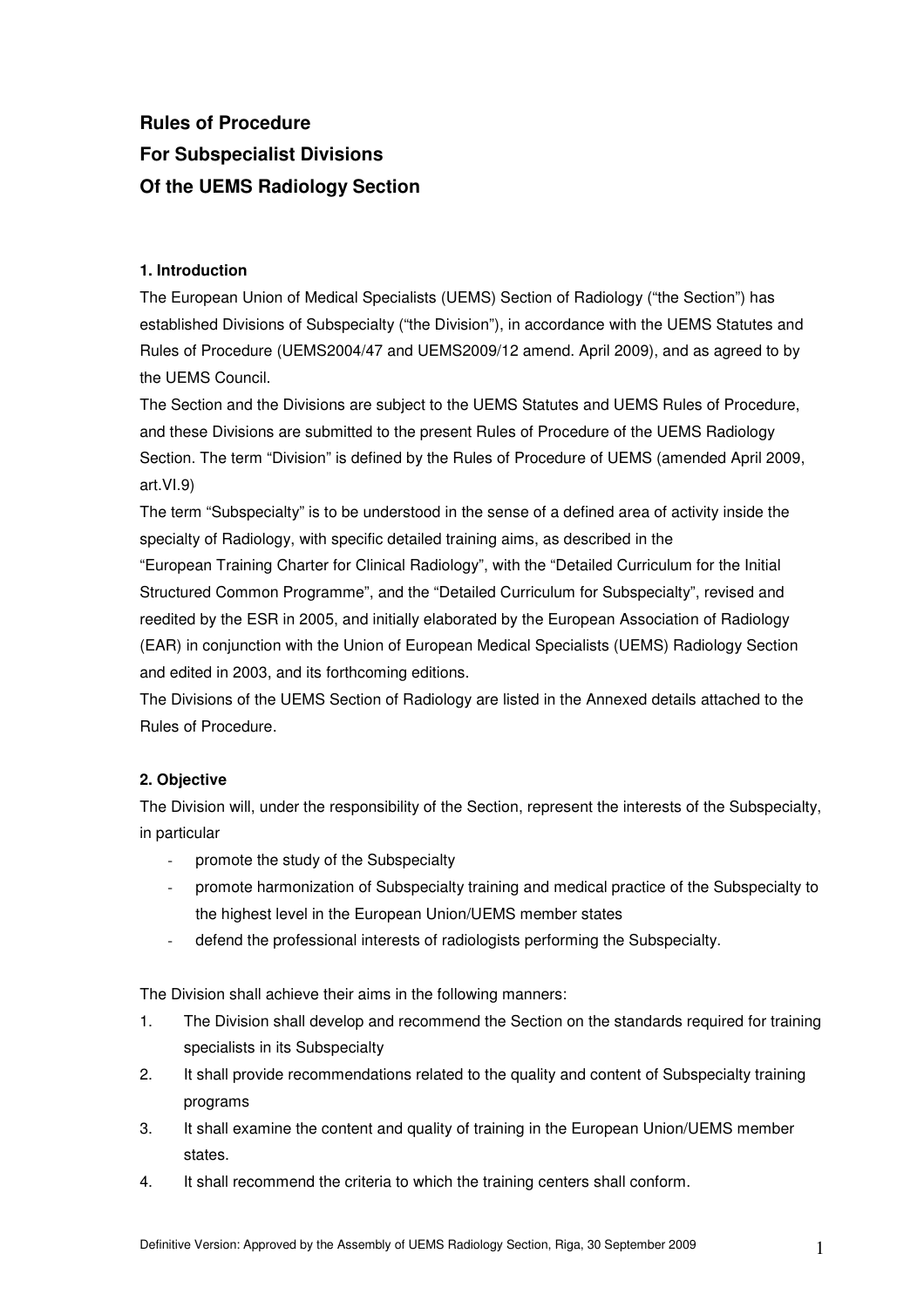# Rules of Procedure
# For Subspecialist Divisions
# Of the UEMS Radiology Section

### 1. Introduction

The European Union of Medical Specialists (UEMS) Section of Radiology ("the Section") has established Divisions of Subspecialty ("the Division"), in accordance with the UEMS Statutes and Rules of Procedure (UEMS2004/47 and UEMS2009/12 amend. April 2009), and as agreed to by the UEMS Council.

The Section and the Divisions are subject to the UEMS Statutes and UEMS Rules of Procedure, and these Divisions are submitted to the present Rules of Procedure of the UEMS Radiology Section. The term "Division" is defined by the Rules of Procedure of UEMS (amended April 2009, art.VI.9)

The term "Subspecialty" is to be understood in the sense of a defined area of activity inside the specialty of Radiology, with specific detailed training aims, as described in the "European Training Charter for Clinical Radiology", with the "Detailed Curriculum for the Initial Structured Common Programme", and the "Detailed Curriculum for Subspecialty", revised and reedited by the ESR in 2005, and initially elaborated by the European Association of Radiology (EAR) in conjunction with the Union of European Medical Specialists (UEMS) Radiology Section and edited in 2003, and its forthcoming editions.

The Divisions of the UEMS Section of Radiology are listed in the Annexed details attached to the Rules of Procedure.

### 2. Objective

The Division will, under the responsibility of the Section, represent the interests of the Subspecialty, in particular

- promote the study of the Subspecialty
- promote harmonization of Subspecialty training and medical practice of the Subspecialty to the highest level in the European Union/UEMS member states
- defend the professional interests of radiologists performing the Subspecialty.

The Division shall achieve their aims in the following manners:

1. The Division shall develop and recommend the Section on the standards required for training specialists in its Subspecialty
2. It shall provide recommendations related to the quality and content of Subspecialty training programs
3. It shall examine the content and quality of training in the European Union/UEMS member states.
4. It shall recommend the criteria to which the training centers shall conform.

Definitive Version: Approved by the Assembly of UEMS Radiology Section, Riga, 30 September 2009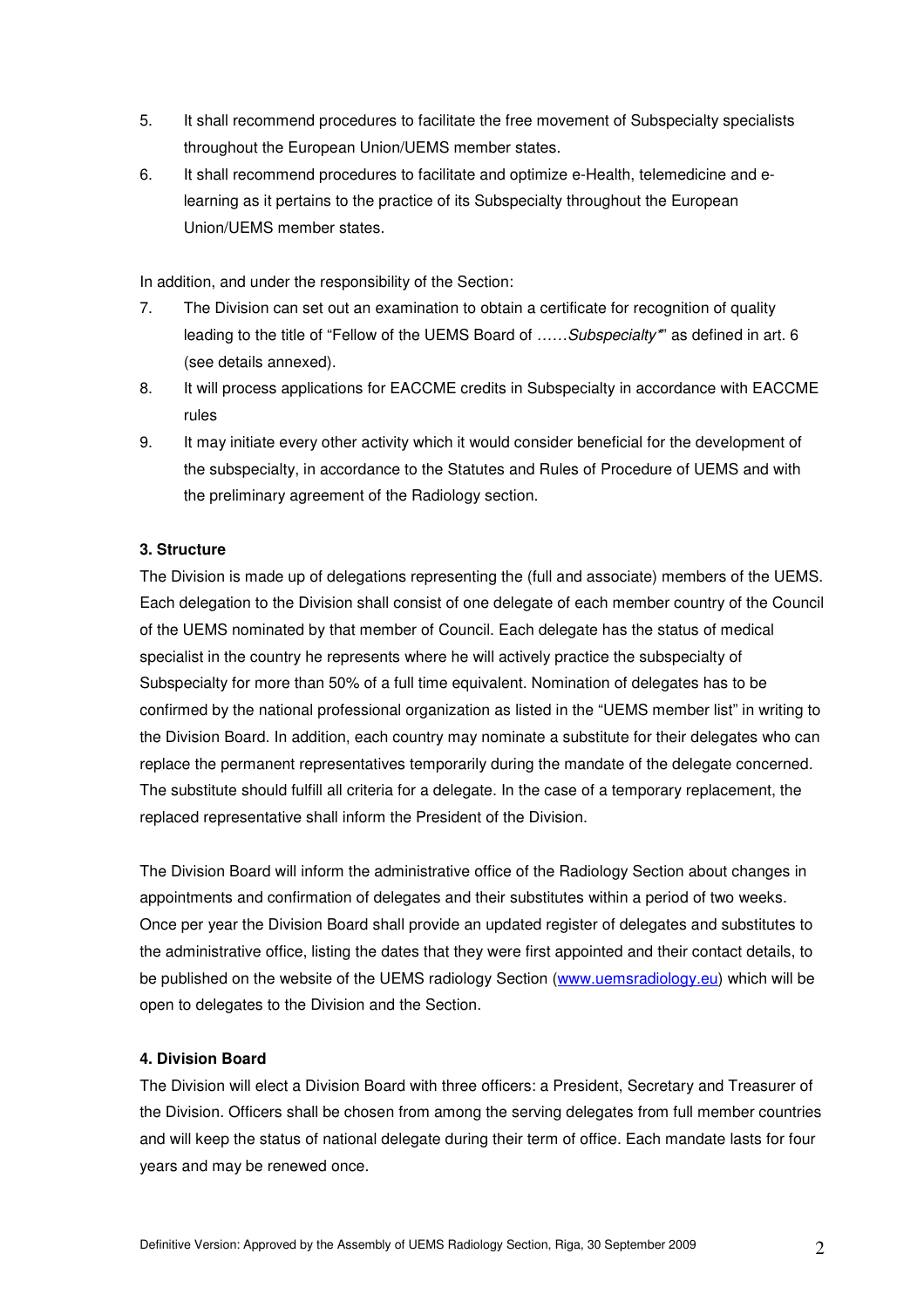5. It shall recommend procedures to facilitate the free movement of Subspecialty specialists throughout the European Union/UEMS member states.
6. It shall recommend procedures to facilitate and optimize e-Health, telemedicine and e-learning as it pertains to the practice of its Subspecialty throughout the European Union/UEMS member states.

In addition, and under the responsibility of the Section:

7. The Division can set out an examination to obtain a certificate for recognition of quality leading to the title of "Fellow of the UEMS Board of ……*Subspecialty**" as defined in art. 6 (see details annexed).
8. It will process applications for EACCME credits in Subspecialty in accordance with EACCME rules
9. It may initiate every other activity which it would consider beneficial for the development of the subspecialty, in accordance to the Statutes and Rules of Procedure of UEMS and with the preliminary agreement of the Radiology section.

**3. Structure**

The Division is made up of delegations representing the (full and associate) members of the UEMS. Each delegation to the Division shall consist of one delegate of each member country of the Council of the UEMS nominated by that member of Council. Each delegate has the status of medical specialist in the country he represents where he will actively practice the subspecialty of Subspecialty for more than 50% of a full time equivalent. Nomination of delegates has to be confirmed by the national professional organization as listed in the "UEMS member list" in writing to the Division Board. In addition, each country may nominate a substitute for their delegates who can replace the permanent representatives temporarily during the mandate of the delegate concerned. The substitute should fulfill all criteria for a delegate. In the case of a temporary replacement, the replaced representative shall inform the President of the Division.

The Division Board will inform the administrative office of the Radiology Section about changes in appointments and confirmation of delegates and their substitutes within a period of two weeks. Once per year the Division Board shall provide an updated register of delegates and substitutes to the administrative office, listing the dates that they were first appointed and their contact details, to be published on the website of the UEMS radiology Section (www.uemsradiology.eu) which will be open to delegates to the Division and the Section.

**4. Division Board**

The Division will elect a Division Board with three officers: a President, Secretary and Treasurer of the Division. Officers shall be chosen from among the serving delegates from full member countries and will keep the status of national delegate during their term of office. Each mandate lasts for four years and may be renewed once.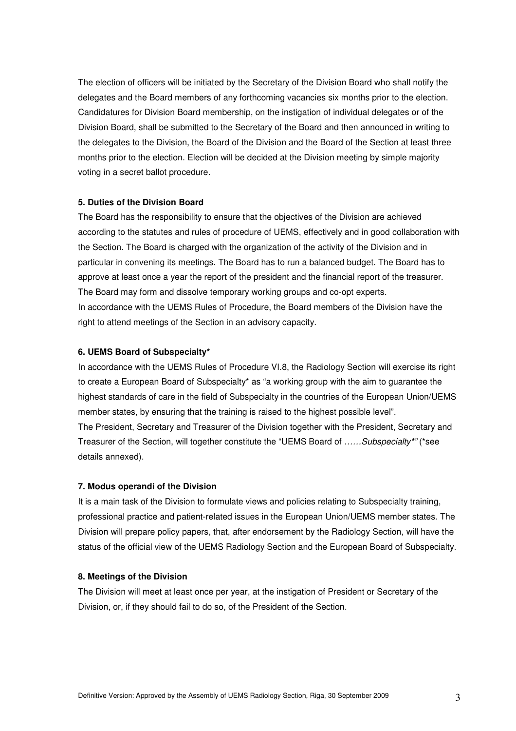The election of officers will be initiated by the Secretary of the Division Board who shall notify the delegates and the Board members of any forthcoming vacancies six months prior to the election. Candidatures for Division Board membership, on the instigation of individual delegates or of the Division Board, shall be submitted to the Secretary of the Board and then announced in writing to the delegates to the Division, the Board of the Division and the Board of the Section at least three months prior to the election. Election will be decided at the Division meeting by simple majority voting in a secret ballot procedure.

**5. Duties of the Division Board**

The Board has the responsibility to ensure that the objectives of the Division are achieved according to the statutes and rules of procedure of UEMS, effectively and in good collaboration with the Section. The Board is charged with the organization of the activity of the Division and in particular in convening its meetings. The Board has to run a balanced budget. The Board has to approve at least once a year the report of the president and the financial report of the treasurer. The Board may form and dissolve temporary working groups and co-opt experts.
In accordance with the UEMS Rules of Procedure, the Board members of the Division have the right to attend meetings of the Section in an advisory capacity.

**6. UEMS Board of Subspecialty***

In accordance with the UEMS Rules of Procedure VI.8, the Radiology Section will exercise its right to create a European Board of Subspecialty* as "a working group with the aim to guarantee the highest standards of care in the field of Subspecialty in the countries of the European Union/UEMS member states, by ensuring that the training is raised to the highest possible level".
The President, Secretary and Treasurer of the Division together with the President, Secretary and Treasurer of the Section, will together constitute the "UEMS Board of ……*Subspecialty*\*" (*see details annexed).

**7. Modus operandi of the Division**

It is a main task of the Division to formulate views and policies relating to Subspecialty training, professional practice and patient-related issues in the European Union/UEMS member states. The Division will prepare policy papers, that, after endorsement by the Radiology Section, will have the status of the official view of the UEMS Radiology Section and the European Board of Subspecialty.

**8. Meetings of the Division**

The Division will meet at least once per year, at the instigation of President or Secretary of the Division, or, if they should fail to do so, of the President of the Section.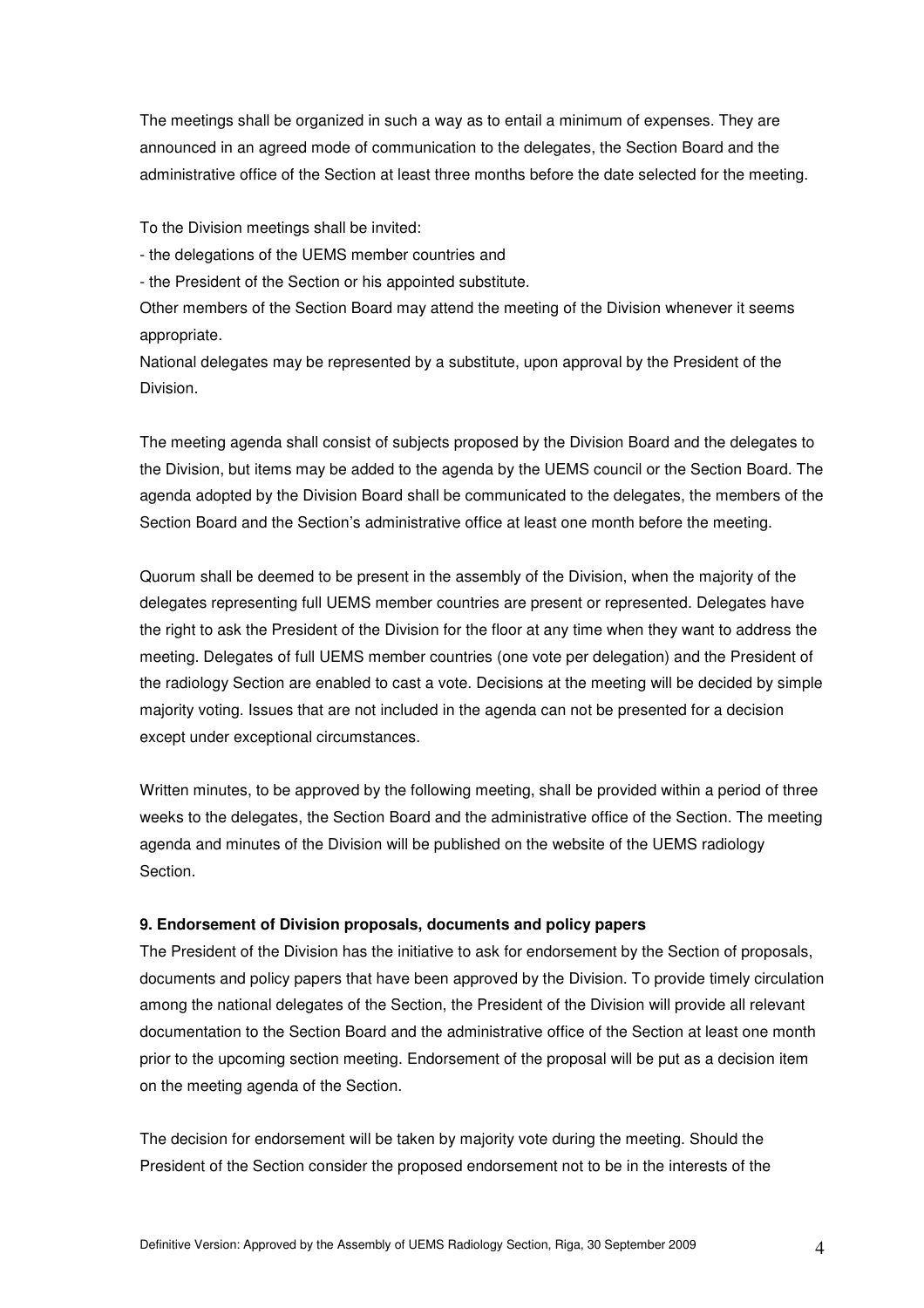The meetings shall be organized in such a way as to entail a minimum of expenses. They are announced in an agreed mode of communication to the delegates, the Section Board and the administrative office of the Section at least three months before the date selected for the meeting.

To the Division meetings shall be invited:

- the delegations of the UEMS member countries and
- the President of the Section or his appointed substitute.

Other members of the Section Board may attend the meeting of the Division whenever it seems appropriate.
National delegates may be represented by a substitute, upon approval by the President of the Division.

The meeting agenda shall consist of subjects proposed by the Division Board and the delegates to the Division, but items may be added to the agenda by the UEMS council or the Section Board. The agenda adopted by the Division Board shall be communicated to the delegates, the members of the Section Board and the Section's administrative office at least one month before the meeting.

Quorum shall be deemed to be present in the assembly of the Division, when the majority of the delegates representing full UEMS member countries are present or represented. Delegates have the right to ask the President of the Division for the floor at any time when they want to address the meeting. Delegates of full UEMS member countries (one vote per delegation) and the President of the radiology Section are enabled to cast a vote. Decisions at the meeting will be decided by simple majority voting. Issues that are not included in the agenda can not be presented for a decision except under exceptional circumstances.

Written minutes, to be approved by the following meeting, shall be provided within a period of three weeks to the delegates, the Section Board and the administrative office of the Section. The meeting agenda and minutes of the Division will be published on the website of the UEMS radiology Section.

**9. Endorsement of Division proposals, documents and policy papers**

The President of the Division has the initiative to ask for endorsement by the Section of proposals, documents and policy papers that have been approved by the Division. To provide timely circulation among the national delegates of the Section, the President of the Division will provide all relevant documentation to the Section Board and the administrative office of the Section at least one month prior to the upcoming section meeting. Endorsement of the proposal will be put as a decision item on the meeting agenda of the Section.

The decision for endorsement will be taken by majority vote during the meeting. Should the President of the Section consider the proposed endorsement not to be in the interests of the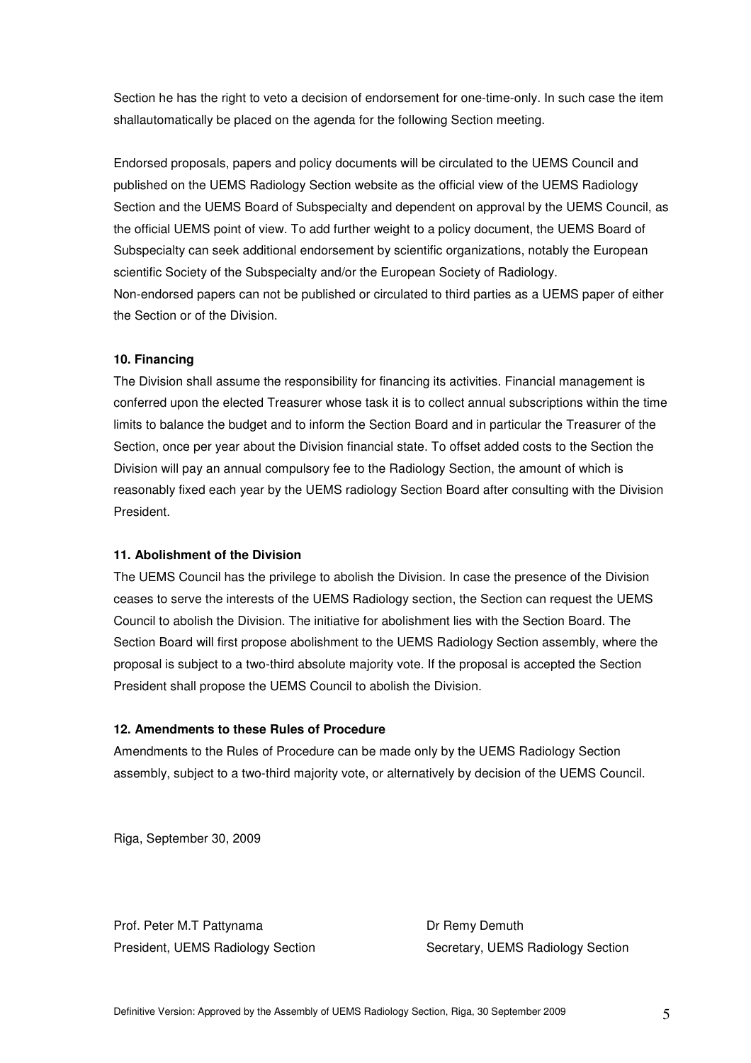Section he has the right to veto a decision of endorsement for one-time-only. In such case the item shallautomatically be placed on the agenda for the following Section meeting.

Endorsed proposals, papers and policy documents will be circulated to the UEMS Council and published on the UEMS Radiology Section website as the official view of the UEMS Radiology Section and the UEMS Board of Subspecialty and dependent on approval by the UEMS Council, as the official UEMS point of view. To add further weight to a policy document, the UEMS Board of Subspecialty can seek additional endorsement by scientific organizations, notably the European scientific Society of the Subspecialty and/or the European Society of Radiology.
Non-endorsed papers can not be published or circulated to third parties as a UEMS paper of either the Section or of the Division.

**10. Financing**

The Division shall assume the responsibility for financing its activities. Financial management is conferred upon the elected Treasurer whose task it is to collect annual subscriptions within the time limits to balance the budget and to inform the Section Board and in particular the Treasurer of the Section, once per year about the Division financial state. To offset added costs to the Section the Division will pay an annual compulsory fee to the Radiology Section, the amount of which is reasonably fixed each year by the UEMS radiology Section Board after consulting with the Division President.

**11. Abolishment of the Division**

The UEMS Council has the privilege to abolish the Division. In case the presence of the Division ceases to serve the interests of the UEMS Radiology section, the Section can request the UEMS Council to abolish the Division. The initiative for abolishment lies with the Section Board. The Section Board will first propose abolishment to the UEMS Radiology Section assembly, where the proposal is subject to a two-third absolute majority vote. If the proposal is accepted the Section President shall propose the UEMS Council to abolish the Division.

**12. Amendments to these Rules of Procedure**

Amendments to the Rules of Procedure can be made only by the UEMS Radiology Section assembly, subject to a two-third majority vote, or alternatively by decision of the UEMS Council.

Riga, September 30, 2009

Prof. Peter M.T Pattynama
President, UEMS Radiology Section

Dr Remy Demuth
Secretary, UEMS Radiology Section

Definitive Version: Approved by the Assembly of UEMS Radiology Section, Riga, 30 September 2009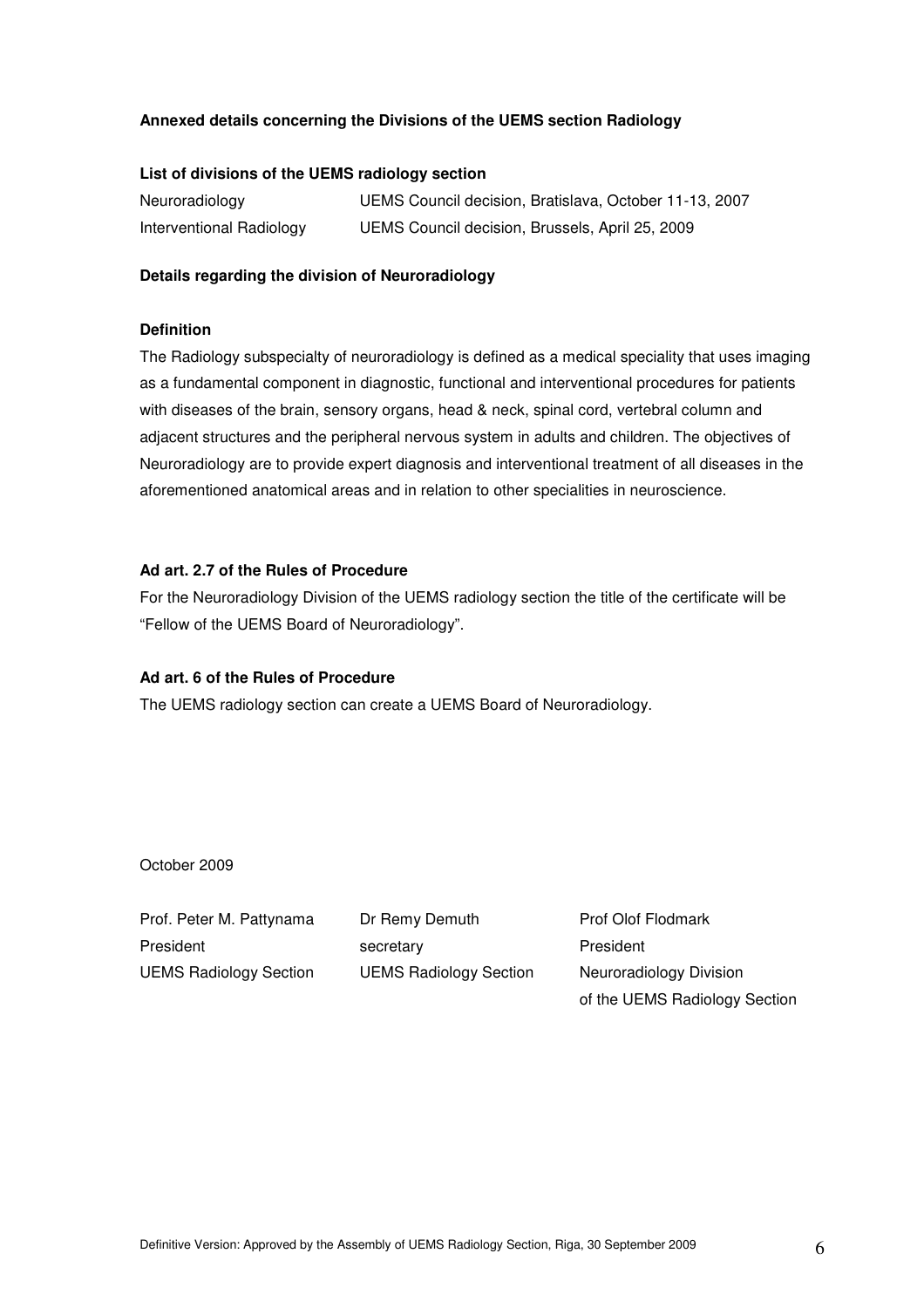**Annexed details concerning the Divisions of the UEMS section Radiology**

**List of divisions of the UEMS radiology section**

| | |
|---|---|
| Neuroradiology | UEMS Council decision, Bratislava, October 11-13, 2007 |
| Interventional Radiology | UEMS Council decision, Brussels, April 25, 2009 |

**Details regarding the division of Neuroradiology**

**Definition**

The Radiology subspecialty of neuroradiology is defined as a medical speciality that uses imaging as a fundamental component in diagnostic, functional and interventional procedures for patients with diseases of the brain, sensory organs, head & neck, spinal cord, vertebral column and adjacent structures and the peripheral nervous system in adults and children. The objectives of Neuroradiology are to provide expert diagnosis and interventional treatment of all diseases in the aforementioned anatomical areas and in relation to other specialities in neuroscience.

**Ad art. 2.7 of the Rules of Procedure**

For the Neuroradiology Division of the UEMS radiology section the title of the certificate will be "Fellow of the UEMS Board of Neuroradiology".

**Ad art. 6 of the Rules of Procedure**

The UEMS radiology section can create a UEMS Board of Neuroradiology.

October 2009

| | | |
|---|---|---|
| Prof. Peter M. Pattynama | Dr Remy Demuth | Prof Olof Flodmark |
| President | secretary | President |
| UEMS Radiology Section | UEMS Radiology Section | Neuroradiology Division of the UEMS Radiology Section |

Definitive Version: Approved by the Assembly of UEMS Radiology Section, Riga, 30 September 2009